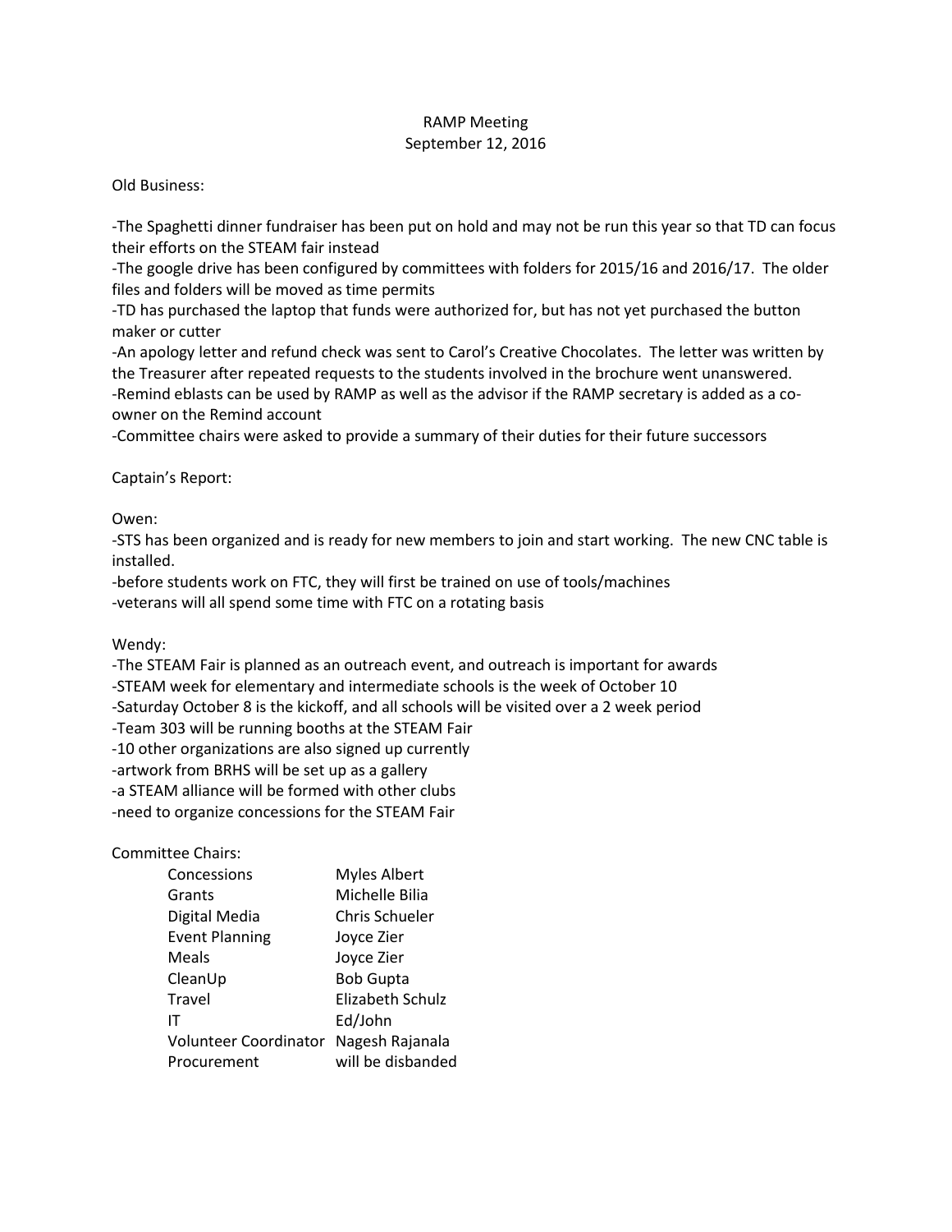# RAMP Meeting
## September 12, 2016

Old Business:

-The Spaghetti dinner fundraiser has been put on hold and may not be run this year so that TD can focus their efforts on the STEAM fair instead
-The google drive has been configured by committees with folders for 2015/16 and 2016/17. The older files and folders will be moved as time permits
-TD has purchased the laptop that funds were authorized for, but has not yet purchased the button maker or cutter
-An apology letter and refund check was sent to Carol's Creative Chocolates. The letter was written by the Treasurer after repeated requests to the students involved in the brochure went unanswered.
-Remind eblasts can be used by RAMP as well as the advisor if the RAMP secretary is added as a co-owner on the Remind account
-Committee chairs were asked to provide a summary of their duties for their future successors

Captain's Report:

Owen:
-STS has been organized and is ready for new members to join and start working. The new CNC table is installed.
-before students work on FTC, they will first be trained on use of tools/machines
-veterans will all spend some time with FTC on a rotating basis

Wendy:
-The STEAM Fair is planned as an outreach event, and outreach is important for awards
-STEAM week for elementary and intermediate schools is the week of October 10
-Saturday October 8 is the kickoff, and all schools will be visited over a 2 week period
-Team 303 will be running booths at the STEAM Fair
-10 other organizations are also signed up currently
-artwork from BRHS will be set up as a gallery
-a STEAM alliance will be formed with other clubs
-need to organize concessions for the STEAM Fair

Committee Chairs:

| | |
|---|---|
| Concessions | Myles Albert |
| Grants | Michelle Bilia |
| Digital Media | Chris Schueler |
| Event Planning | Joyce Zier |
| Meals | Joyce Zier |
| CleanUp | Bob Gupta |
| Travel | Elizabeth Schulz |
| IT | Ed/John |
| Volunteer Coordinator | Nagesh Rajanala |
| Procurement | will be disbanded |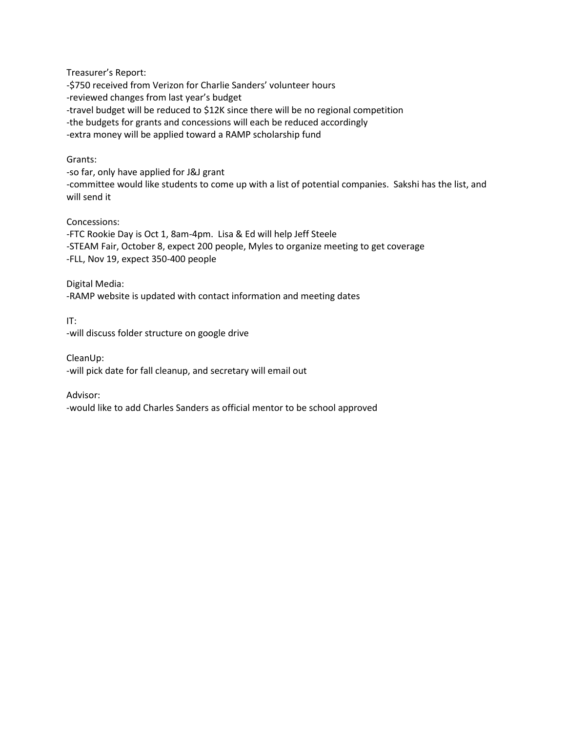Treasurer's Report:

-$750 received from Verizon for Charlie Sanders' volunteer hours
-reviewed changes from last year's budget
-travel budget will be reduced to $12K since there will be no regional competition
-the budgets for grants and concessions will each be reduced accordingly
-extra money will be applied toward a RAMP scholarship fund

Grants:

-so far, only have applied for J&J grant
-committee would like students to come up with a list of potential companies. Sakshi has the list, and will send it

Concessions:

-FTC Rookie Day is Oct 1, 8am-4pm. Lisa & Ed will help Jeff Steele
-STEAM Fair, October 8, expect 200 people, Myles to organize meeting to get coverage
-FLL, Nov 19, expect 350-400 people

Digital Media:

-RAMP website is updated with contact information and meeting dates

IT:

-will discuss folder structure on google drive

CleanUp:

-will pick date for fall cleanup, and secretary will email out

Advisor:

-would like to add Charles Sanders as official mentor to be school approved